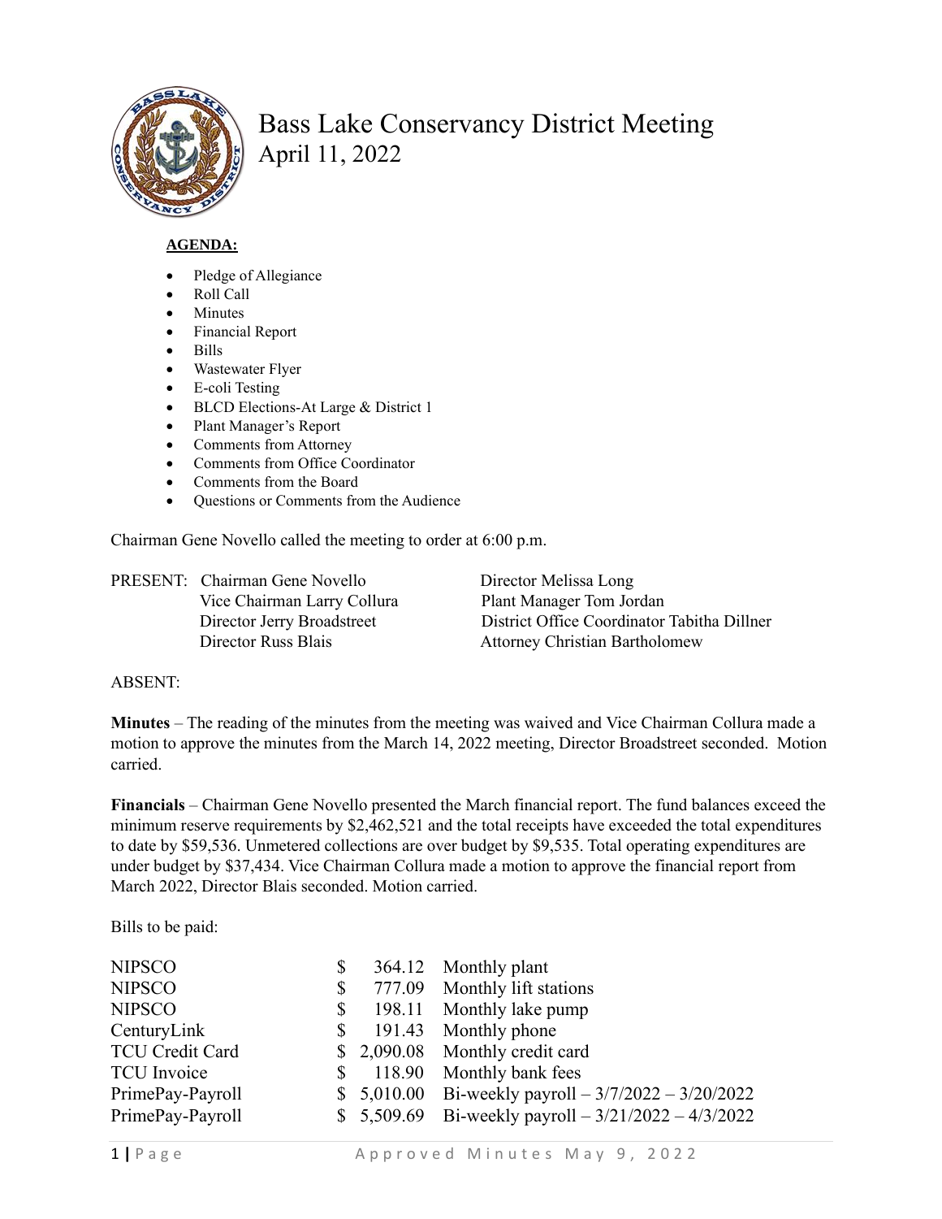# Bass Lake Conservancy District Meeting
## April 11, 2022

**AGENDA:**

- Pledge of Allegiance
- Roll Call
- Minutes
- Financial Report
- Bills
- Wastewater Flyer
- E-coli Testing
- BLCD Elections-At Large & District 1
- Plant Manager's Report
- Comments from Attorney
- Comments from Office Coordinator
- Comments from the Board
- Questions or Comments from the Audience

Chairman Gene Novello called the meeting to order at 6:00 p.m.

PRESENT:
- Chairman Gene Novello
- Vice Chairman Larry Collura
- Director Jerry Broadstreet
- Director Russ Blais
- Director Melissa Long
- Plant Manager Tom Jordan
- District Office Coordinator Tabitha Dillner
- Attorney Christian Bartholomew

ABSENT:

**Minutes** – The reading of the minutes from the meeting was waived and Vice Chairman Collura made a motion to approve the minutes from the March 14, 2022 meeting, Director Broadstreet seconded. Motion carried.

**Financials** – Chairman Gene Novello presented the March financial report. The fund balances exceed the minimum reserve requirements by $2,462,521 and the total receipts have exceeded the total expenditures to date by $59,536. Unmetered collections are over budget by $9,535. Total operating expenditures are under budget by $37,434. Vice Chairman Collura made a motion to approve the financial report from March 2022, Director Blais seconded. Motion carried.

Bills to be paid:

| | | |
|---|---|---|
| NIPSCO | $ 364.12 | Monthly plant |
| NIPSCO | $ 777.09 | Monthly lift stations |
| NIPSCO | $ 198.11 | Monthly lake pump |
| CenturyLink | $ 191.43 | Monthly phone |
| TCU Credit Card | $ 2,090.08 | Monthly credit card |
| TCU Invoice | $ 118.90 | Monthly bank fees |
| PrimePay-Payroll | $ 5,010.00 | Bi-weekly payroll – 3/7/2022 – 3/20/2022 |
| PrimePay-Payroll | $ 5,509.69 | Bi-weekly payroll – 3/21/2022 – 4/3/2022 |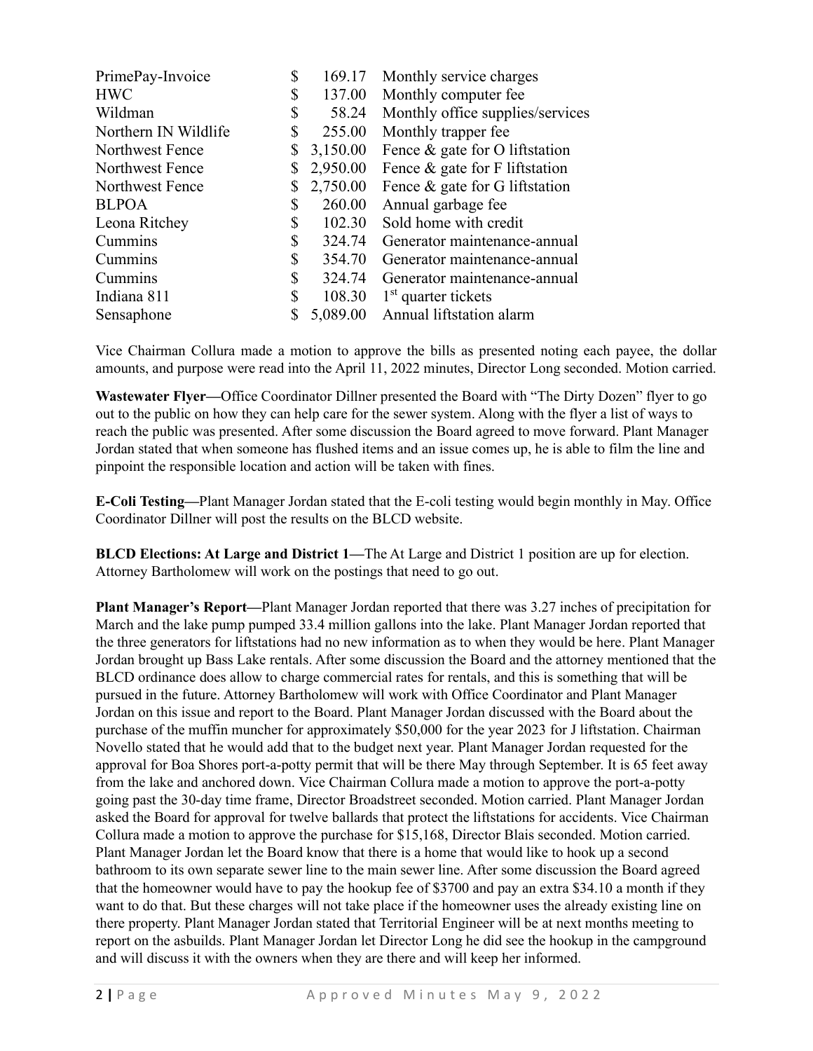| | | |
|---|---|---|
| PrimePay-Invoice | $ 169.17 | Monthly service charges |
| HWC | $ 137.00 | Monthly computer fee |
| Wildman | $ 58.24 | Monthly office supplies/services |
| Northern IN Wildlife | $ 255.00 | Monthly trapper fee |
| Northwest Fence | $ 3,150.00 | Fence & gate for O liftstation |
| Northwest Fence | $ 2,950.00 | Fence & gate for F liftstation |
| Northwest Fence | $ 2,750.00 | Fence & gate for G liftstation |
| BLPOA | $ 260.00 | Annual garbage fee |
| Leona Ritchey | $ 102.30 | Sold home with credit |
| Cummins | $ 324.74 | Generator maintenance-annual |
| Cummins | $ 354.70 | Generator maintenance-annual |
| Cummins | $ 324.74 | Generator maintenance-annual |
| Indiana 811 | $ 108.30 | 1st quarter tickets |
| Sensaphone | $ 5,089.00 | Annual liftstation alarm |

Vice Chairman Collura made a motion to approve the bills as presented noting each payee, the dollar amounts, and purpose were read into the April 11, 2022 minutes, Director Long seconded. Motion carried.

**Wastewater Flyer—**Office Coordinator Dillner presented the Board with "The Dirty Dozen" flyer to go out to the public on how they can help care for the sewer system. Along with the flyer a list of ways to reach the public was presented. After some discussion the Board agreed to move forward. Plant Manager Jordan stated that when someone has flushed items and an issue comes up, he is able to film the line and pinpoint the responsible location and action will be taken with fines.

**E-Coli Testing—**Plant Manager Jordan stated that the E-coli testing would begin monthly in May. Office Coordinator Dillner will post the results on the BLCD website.

**BLCD Elections: At Large and District 1—**The At Large and District 1 position are up for election. Attorney Bartholomew will work on the postings that need to go out.

**Plant Manager's Report—**Plant Manager Jordan reported that there was 3.27 inches of precipitation for March and the lake pump pumped 33.4 million gallons into the lake. Plant Manager Jordan reported that the three generators for liftstations had no new information as to when they would be here. Plant Manager Jordan brought up Bass Lake rentals. After some discussion the Board and the attorney mentioned that the BLCD ordinance does allow to charge commercial rates for rentals, and this is something that will be pursued in the future. Attorney Bartholomew will work with Office Coordinator and Plant Manager Jordan on this issue and report to the Board. Plant Manager Jordan discussed with the Board about the purchase of the muffin muncher for approximately $50,000 for the year 2023 for J liftstation. Chairman Novello stated that he would add that to the budget next year. Plant Manager Jordan requested for the approval for Boa Shores port-a-potty permit that will be there May through September. It is 65 feet away from the lake and anchored down. Vice Chairman Collura made a motion to approve the port-a-potty going past the 30-day time frame, Director Broadstreet seconded. Motion carried. Plant Manager Jordan asked the Board for approval for twelve ballards that protect the liftstations for accidents. Vice Chairman Collura made a motion to approve the purchase for $15,168, Director Blais seconded. Motion carried. Plant Manager Jordan let the Board know that there is a home that would like to hook up a second bathroom to its own separate sewer line to the main sewer line. After some discussion the Board agreed that the homeowner would have to pay the hookup fee of $3700 and pay an extra $34.10 a month if they want to do that. But these charges will not take place if the homeowner uses the already existing line on there property. Plant Manager Jordan stated that Territorial Engineer will be at next months meeting to report on the asbuilds. Plant Manager Jordan let Director Long he did see the hookup in the campground and will discuss it with the owners when they are there and will keep her informed.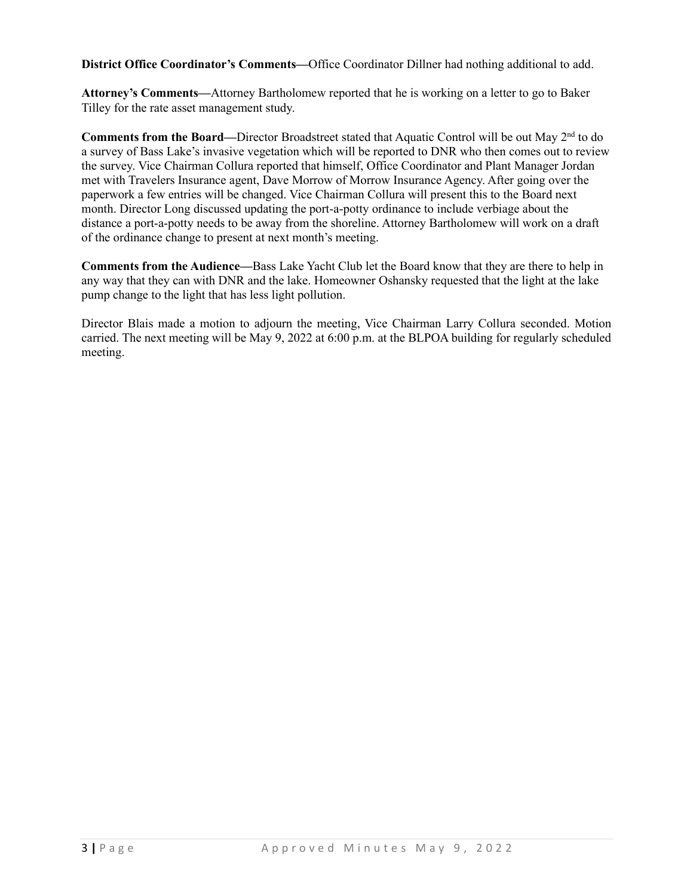**District Office Coordinator's Comments—**Office Coordinator Dillner had nothing additional to add.

**Attorney's Comments—**Attorney Bartholomew reported that he is working on a letter to go to Baker Tilley for the rate asset management study.

**Comments from the Board—**Director Broadstreet stated that Aquatic Control will be out May 2nd to do a survey of Bass Lake's invasive vegetation which will be reported to DNR who then comes out to review the survey. Vice Chairman Collura reported that himself, Office Coordinator and Plant Manager Jordan met with Travelers Insurance agent, Dave Morrow of Morrow Insurance Agency. After going over the paperwork a few entries will be changed. Vice Chairman Collura will present this to the Board next month. Director Long discussed updating the port-a-potty ordinance to include verbiage about the distance a port-a-potty needs to be away from the shoreline. Attorney Bartholomew will work on a draft of the ordinance change to present at next month's meeting.

**Comments from the Audience—**Bass Lake Yacht Club let the Board know that they are there to help in any way that they can with DNR and the lake. Homeowner Oshansky requested that the light at the lake pump change to the light that has less light pollution.

Director Blais made a motion to adjourn the meeting, Vice Chairman Larry Collura seconded. Motion carried. The next meeting will be May 9, 2022 at 6:00 p.m. at the BLPOA building for regularly scheduled meeting.